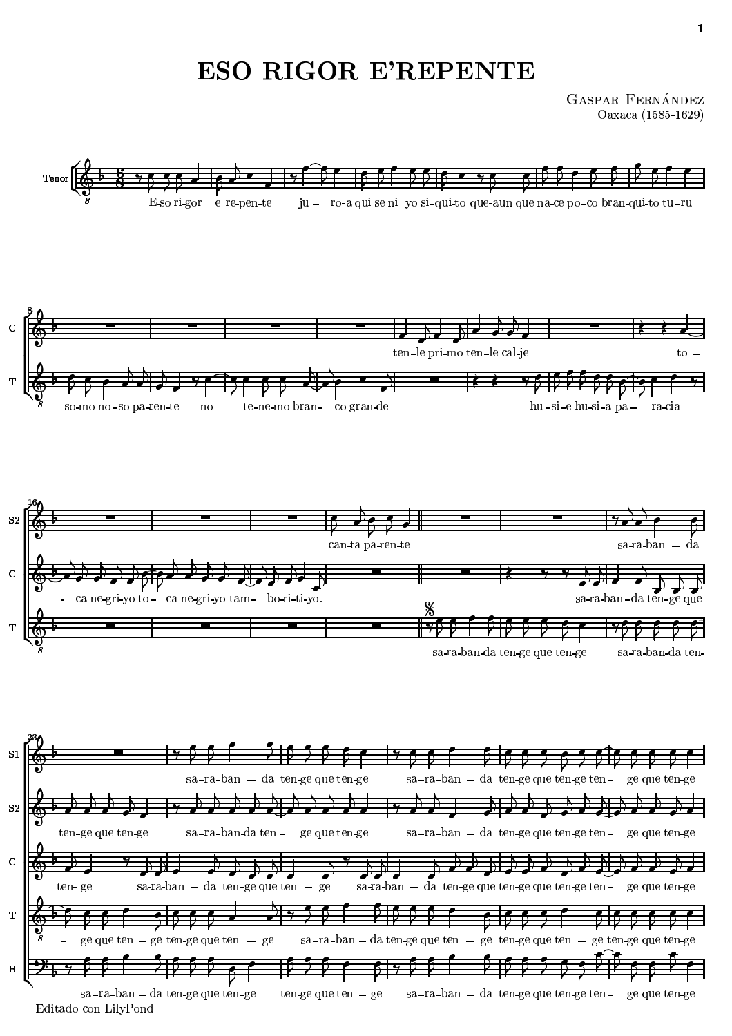# ESO RIGOR E'REPENTE

Gaspar Fernández
Oaxaca (1585-1629)

Editado con LilyPond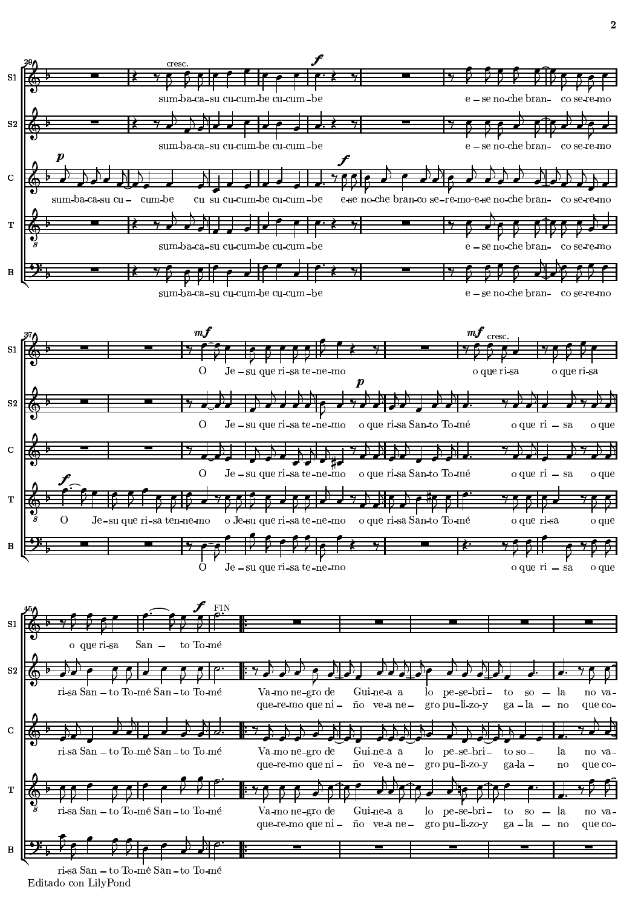**S1:** sum-ba-ca-su cu-cum-be cu-cum-be e-se no-che bran- co se-re-mo

**S2:** sum-ba-ca-su cu-cum-be cu-cum-be e-se no-che bran- co se-re-mo

**C:** sum-ba-ca-su cu- cum-be cu su cu-cum-be cu-cum-be e-se no-che bran-co se-re-mo-e-se no-che bran- co se-re-mo

**T:** sum-ba-ca-su cu-cum-be cu-cum-be e-se no-che bran- co se-re-mo

**B:** sum-ba-ca-su cu-cum-be cu-cum-be e-se no-che bran- co se-re-mo

---

**S1:** O Je-su que ri-sa te-ne-mo o que ri-sa o que ri-sa

**S2:** O Je-su que ri-sa te-ne-mo o que ri-sa San-to To-mé o que ri-sa o que

**C:** O Je-su que ri-sa te-ne-mo o que ri-sa San-to To-mé o que ri-sa o que

**T:** O Je-su que ri-sa ten-ne-mo o Je-su que ri-sa te-ne-mo o que ri-sa San-to To-mé o que ri-sa o que

**B:** O Je-su que ri-sa te-ne-mo o que ri-sa o que

---

**S1:** o que ri-sa San- to To-mé (FIN)

**S2:** ri-sa San-to To-mé San-to To-mé Va-mo ne-gro de Gui-ne-a a lo pe-se-bri-to so-la no va-
que-re-mo que ni-ño ve-a ne-gro pu-li-zo-y ga-la-no que co-

**C:** ri-sa San-to To-mé San-to To-mé Va-mo ne-gro de Gui-ne-a a lo pe-se-bri-to so-la no va-
que-re-mo que ni-ño ve-a ne-gro pu-li-zo-y ga-la-no que co-

**T:** ri-sa San-to To-mé San-to To-mé Va-mo ne-gro de Gui-ne-a a lo pe-se-bri-to so-la no va-
que-re-mo que ni-ño ve-a ne-gro pu-li-zo-y ga-la-no que co-

**B:** ri-sa San-to To-mé San-to To-mé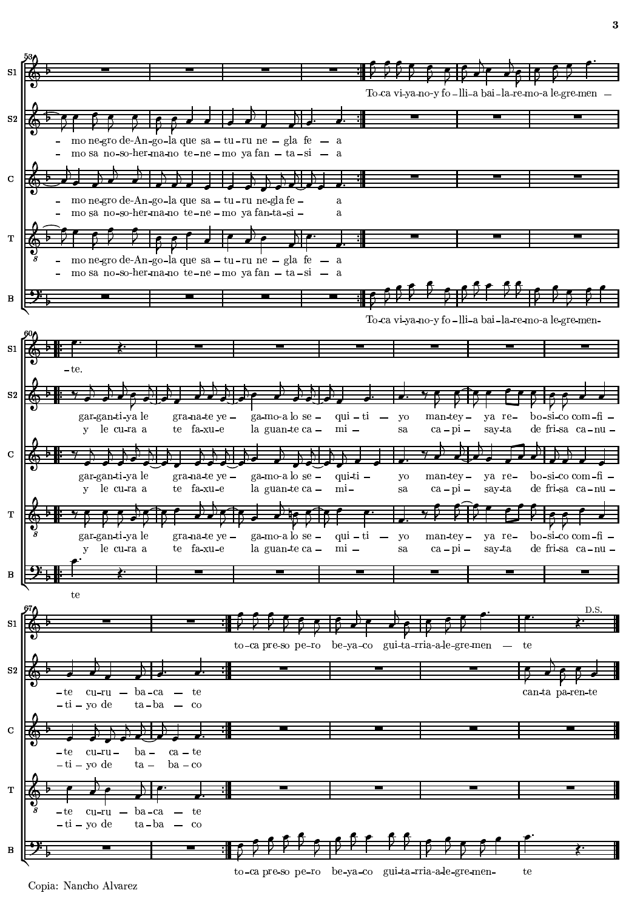S1: To-ca vi-ya-no-y fo-lli-a bai-la-re-mo-a le-gre-men-te.

S2: mo ne-gro de-An-go-la que sa-tu-ru ne-gla fe-a
mo sa no-so-her-ma-no te-ne-mo ya fan-ta-si-a

C: mo ne-gro de-An-go-la que sa-tu-ru ne-gla fe-a
mo sa no-so-her-ma-no te-ne-mo ya fan-ta-si-a

T: mo ne-gro de-An-go-la que sa-tu-ru ne-gla fe-a
mo sa no-so-her-ma-no te-ne-mo ya fan-ta-si-a

B: To-ca vi-ya-no-y fo-lli-a bai-la-re-mo-a le-gre-men-te

S2, C, T: gar-gan-ti-ya le gra-na-te ye-ga-mo-a lo se-qui-ti-yo man-tey-ya re-bo-si-co com-fi-te cu-ru-ba-ca-te
y le cu-ra a te fa-xu-e la guan-te ca-mi-sa ca-pi-say-ta de fri-sa ca-nu-ti-yo de ta-ba-co

S1: to-ca pre-so pe-ro be-ya-co gui-ta-rria-a-le-gre-men-te

S2: can-ta pa-ren-te

B: to-ca pre-so pe-ro be-ya-co gui-ta-rria-a-le-gre-men-te

D.S.

Copia: Nancho Alvarez